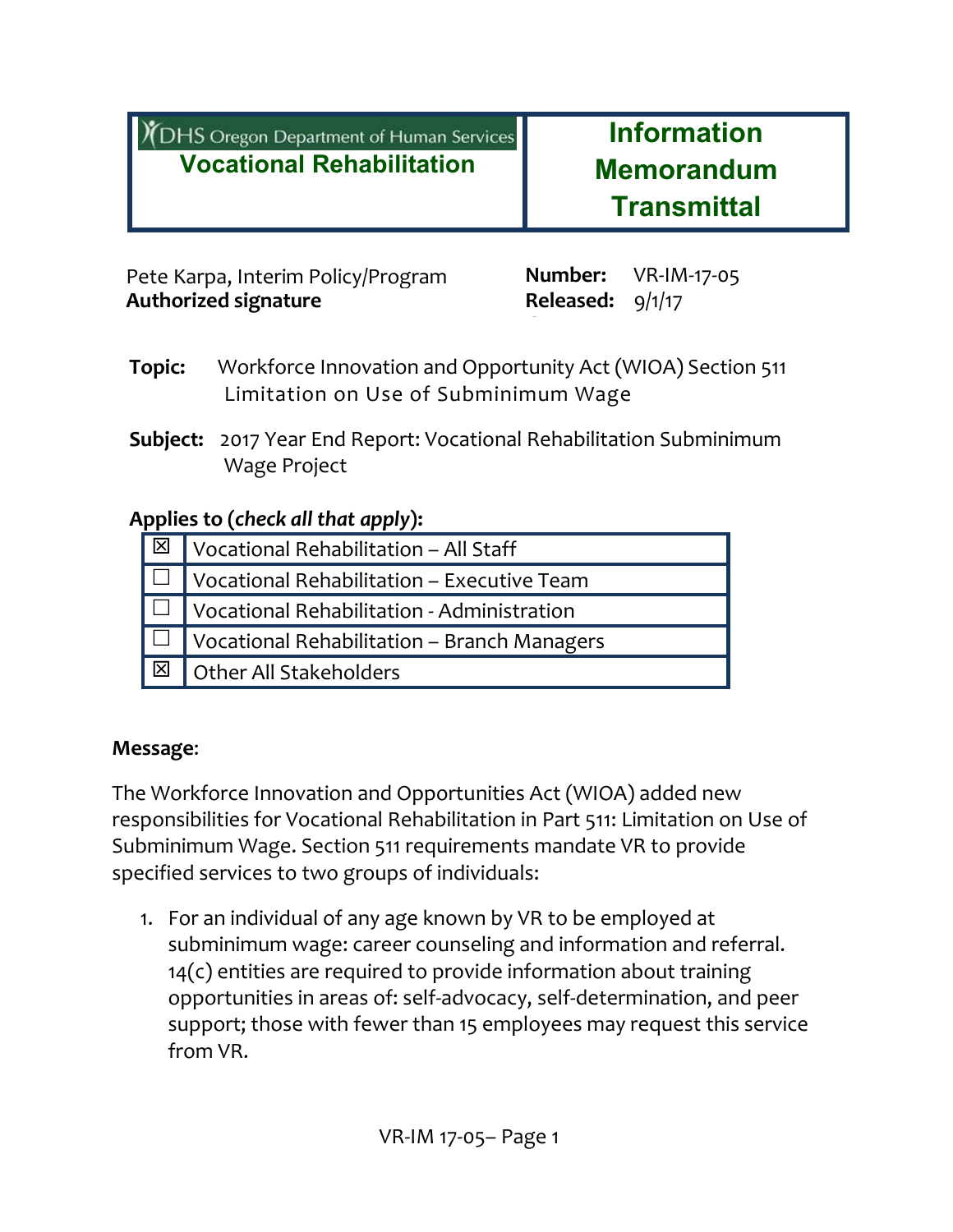**DHS Oregon Department of Human Services**
**Vocational Rehabilitation**

# Information Memorandum Transmittal

Pete Karpa, Interim Policy/Program
**Authorized signature**

**Number:** VR-IM-17-05
**Released:** 9/1/17

**Topic:** Workforce Innovation and Opportunity Act (WIOA) Section 511 Limitation on Use of Subminimum Wage

**Subject:** 2017 Year End Report: Vocational Rehabilitation Subminimum Wage Project

**Applies to (*check all that apply*):**

| | |
|---|---|
| ☒ | Vocational Rehabilitation – All Staff |
| ☐ | Vocational Rehabilitation – Executive Team |
| ☐ | Vocational Rehabilitation - Administration |
| ☐ | Vocational Rehabilitation – Branch Managers |
| ☒ | Other All Stakeholders |

**Message**:

The Workforce Innovation and Opportunities Act (WIOA) added new responsibilities for Vocational Rehabilitation in Part 511: Limitation on Use of Subminimum Wage. Section 511 requirements mandate VR to provide specified services to two groups of individuals:

1. For an individual of any age known by VR to be employed at subminimum wage: career counseling and information and referral. 14(c) entities are required to provide information about training opportunities in areas of: self-advocacy, self-determination, and peer support; those with fewer than 15 employees may request this service from VR.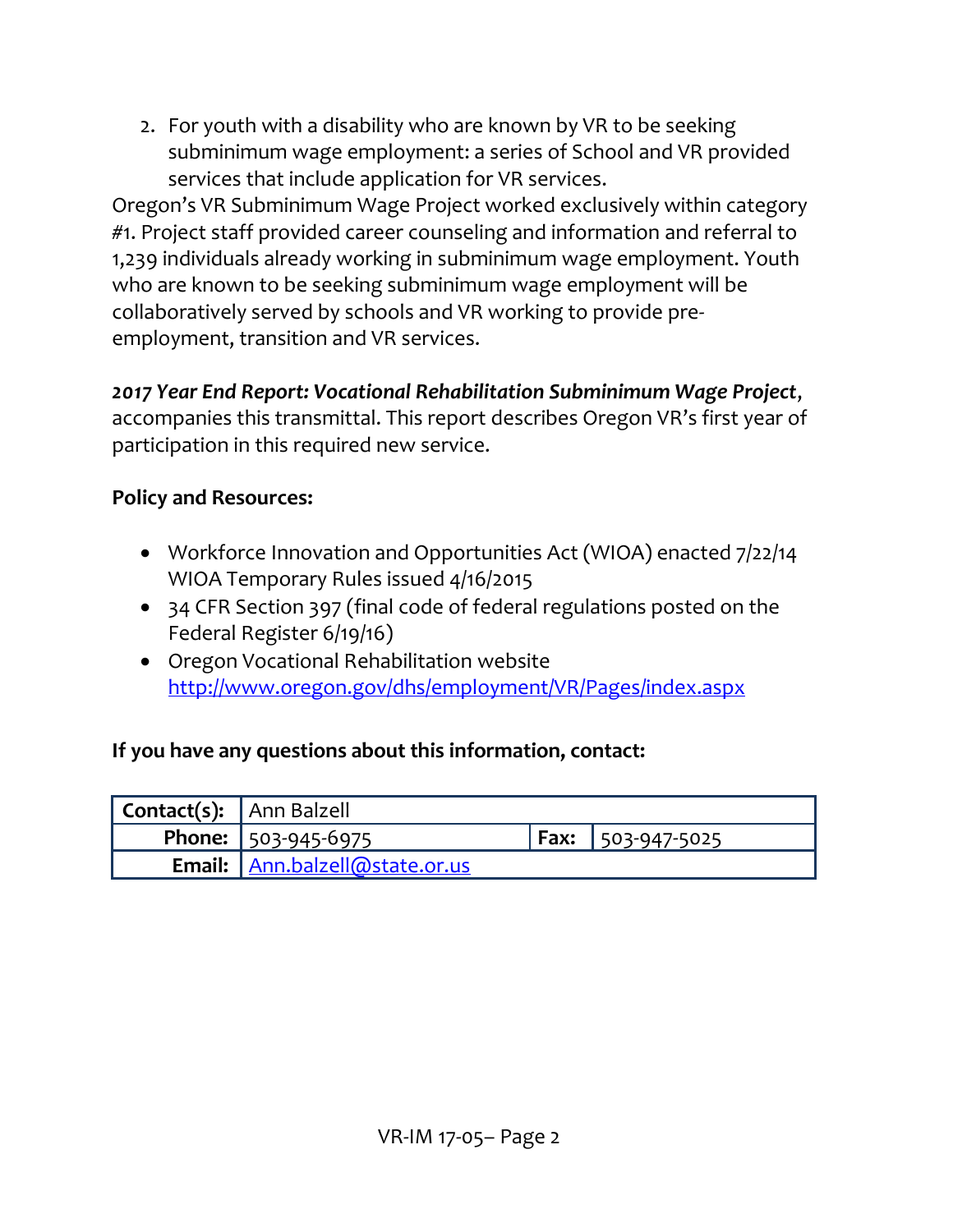2. For youth with a disability who are known by VR to be seeking subminimum wage employment: a series of School and VR provided services that include application for VR services.

Oregon's VR Subminimum Wage Project worked exclusively within category #1. Project staff provided career counseling and information and referral to 1,239 individuals already working in subminimum wage employment. Youth who are known to be seeking subminimum wage employment will be collaboratively served by schools and VR working to provide pre-employment, transition and VR services.

***2017 Year End Report: Vocational Rehabilitation Subminimum Wage Project***, accompanies this transmittal. This report describes Oregon VR's first year of participation in this required new service.

**Policy and Resources:**

- Workforce Innovation and Opportunities Act (WIOA) enacted 7/22/14 WIOA Temporary Rules issued 4/16/2015
- 34 CFR Section 397 (final code of federal regulations posted on the Federal Register 6/19/16)
- Oregon Vocational Rehabilitation website [http://www.oregon.gov/dhs/employment/VR/Pages/index.aspx](http://www.oregon.gov/dhs/employment/VR/Pages/index.aspx)

**If you have any questions about this information, contact:**

| **Contact(s):** | Ann Balzell | | |
|---|---|---|---|
| **Phone:** | 503-945-6975 | **Fax:** | 503-947-5025 |
| **Email:** | [Ann.balzell@state.or.us](mailto:Ann.balzell@state.or.us) | | |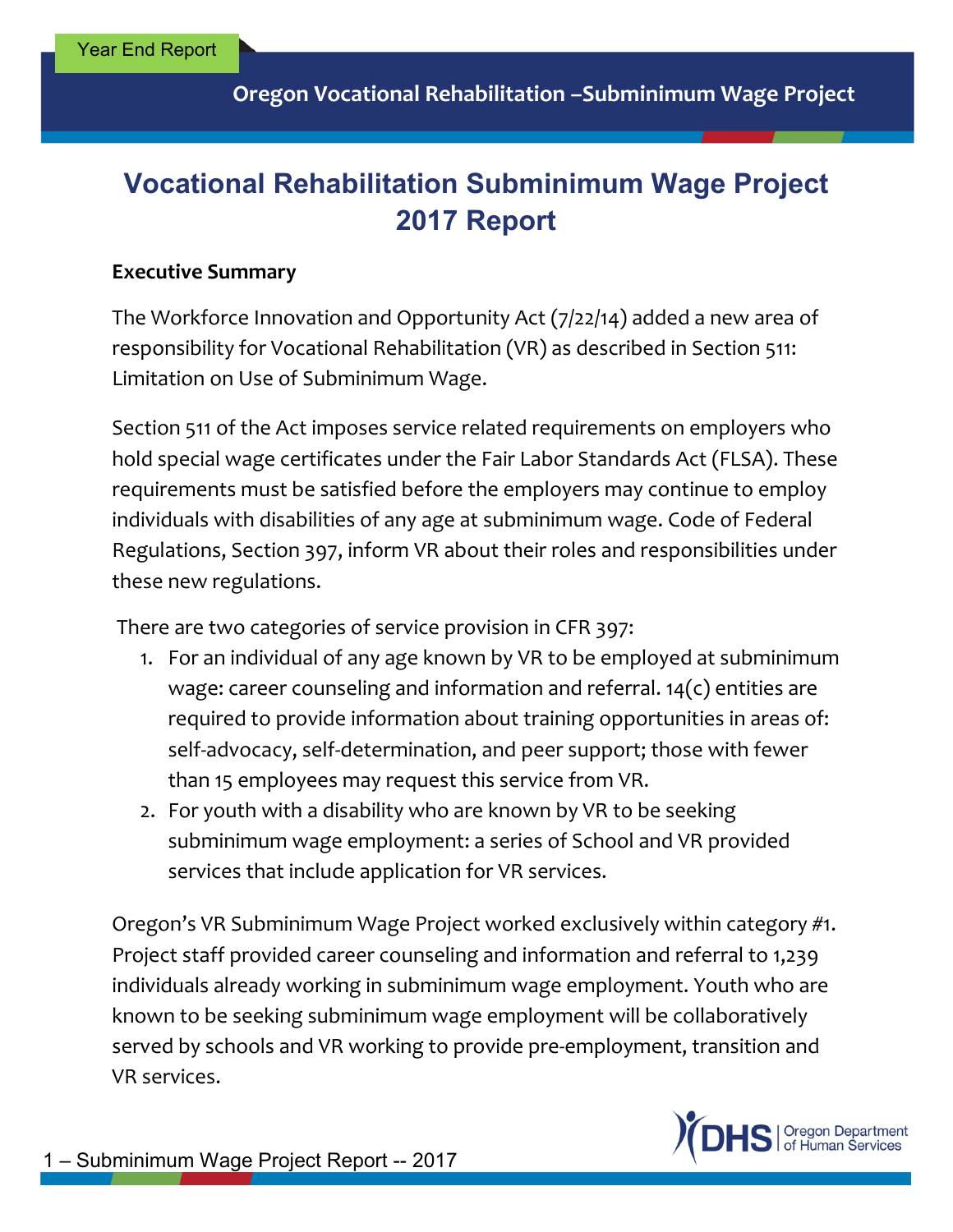# Vocational Rehabilitation Subminimum Wage Project 2017 Report

**Executive Summary**

The Workforce Innovation and Opportunity Act (7/22/14) added a new area of responsibility for Vocational Rehabilitation (VR) as described in Section 511: Limitation on Use of Subminimum Wage.

Section 511 of the Act imposes service related requirements on employers who hold special wage certificates under the Fair Labor Standards Act (FLSA). These requirements must be satisfied before the employers may continue to employ individuals with disabilities of any age at subminimum wage. Code of Federal Regulations, Section 397, inform VR about their roles and responsibilities under these new regulations.

There are two categories of service provision in CFR 397:

1. For an individual of any age known by VR to be employed at subminimum wage: career counseling and information and referral. 14(c) entities are required to provide information about training opportunities in areas of: self-advocacy, self-determination, and peer support; those with fewer than 15 employees may request this service from VR.
2. For youth with a disability who are known by VR to be seeking subminimum wage employment: a series of School and VR provided services that include application for VR services.

Oregon's VR Subminimum Wage Project worked exclusively within category #1. Project staff provided career counseling and information and referral to 1,239 individuals already working in subminimum wage employment. Youth who are known to be seeking subminimum wage employment will be collaboratively served by schools and VR working to provide pre-employment, transition and VR services.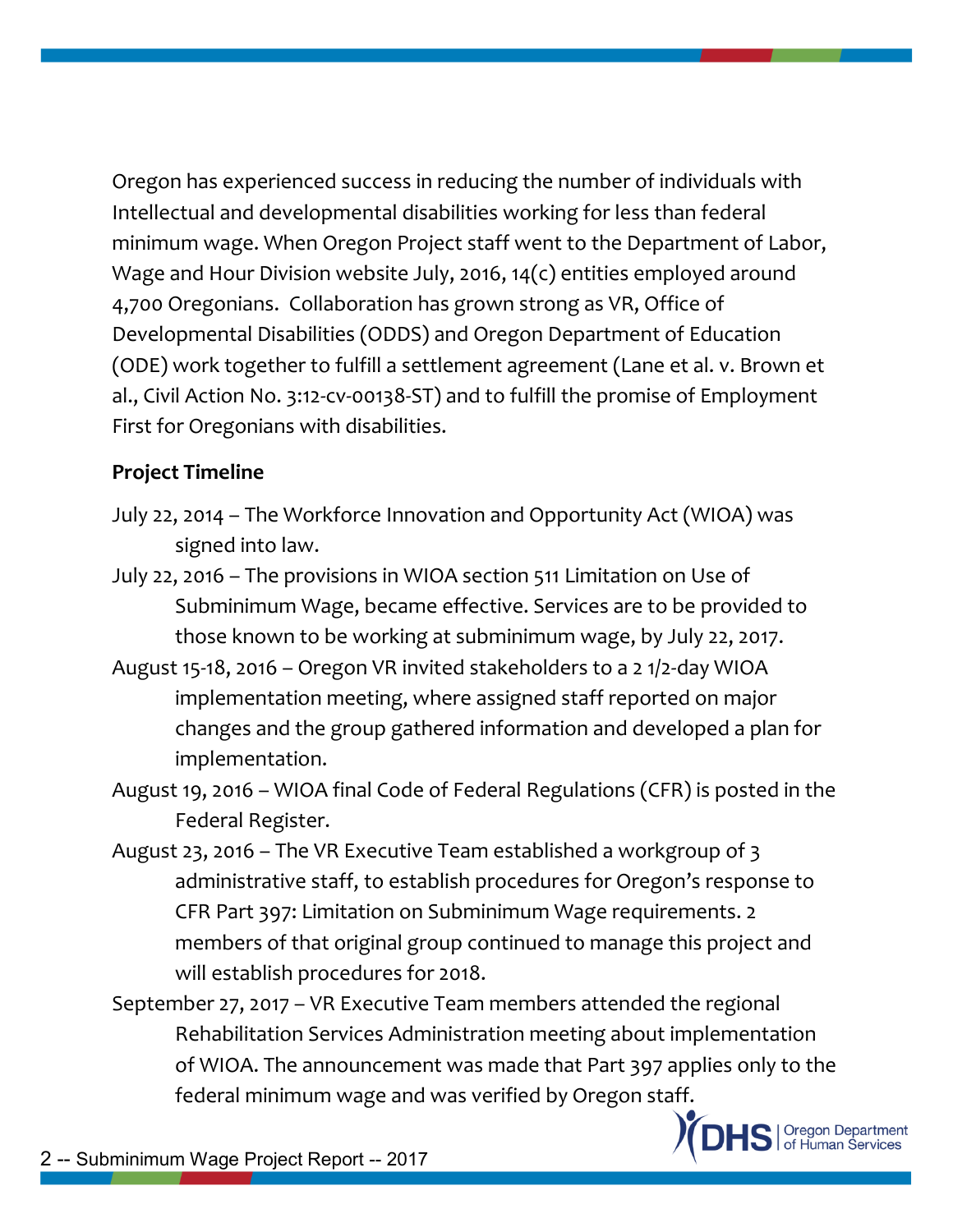Oregon has experienced success in reducing the number of individuals with Intellectual and developmental disabilities working for less than federal minimum wage. When Oregon Project staff went to the Department of Labor, Wage and Hour Division website July, 2016, 14(c) entities employed around 4,700 Oregonians. Collaboration has grown strong as VR, Office of Developmental Disabilities (ODDS) and Oregon Department of Education (ODE) work together to fulfill a settlement agreement (Lane et al. v. Brown et al., Civil Action No. 3:12-cv-00138-ST) and to fulfill the promise of Employment First for Oregonians with disabilities.

**Project Timeline**

July 22, 2014 – The Workforce Innovation and Opportunity Act (WIOA) was signed into law.

July 22, 2016 – The provisions in WIOA section 511 Limitation on Use of Subminimum Wage, became effective. Services are to be provided to those known to be working at subminimum wage, by July 22, 2017.

August 15-18, 2016 – Oregon VR invited stakeholders to a 2 1/2-day WIOA implementation meeting, where assigned staff reported on major changes and the group gathered information and developed a plan for implementation.

August 19, 2016 – WIOA final Code of Federal Regulations (CFR) is posted in the Federal Register.

August 23, 2016 – The VR Executive Team established a workgroup of 3 administrative staff, to establish procedures for Oregon's response to CFR Part 397: Limitation on Subminimum Wage requirements. 2 members of that original group continued to manage this project and will establish procedures for 2018.

September 27, 2017 – VR Executive Team members attended the regional Rehabilitation Services Administration meeting about implementation of WIOA. The announcement was made that Part 397 applies only to the federal minimum wage and was verified by Oregon staff.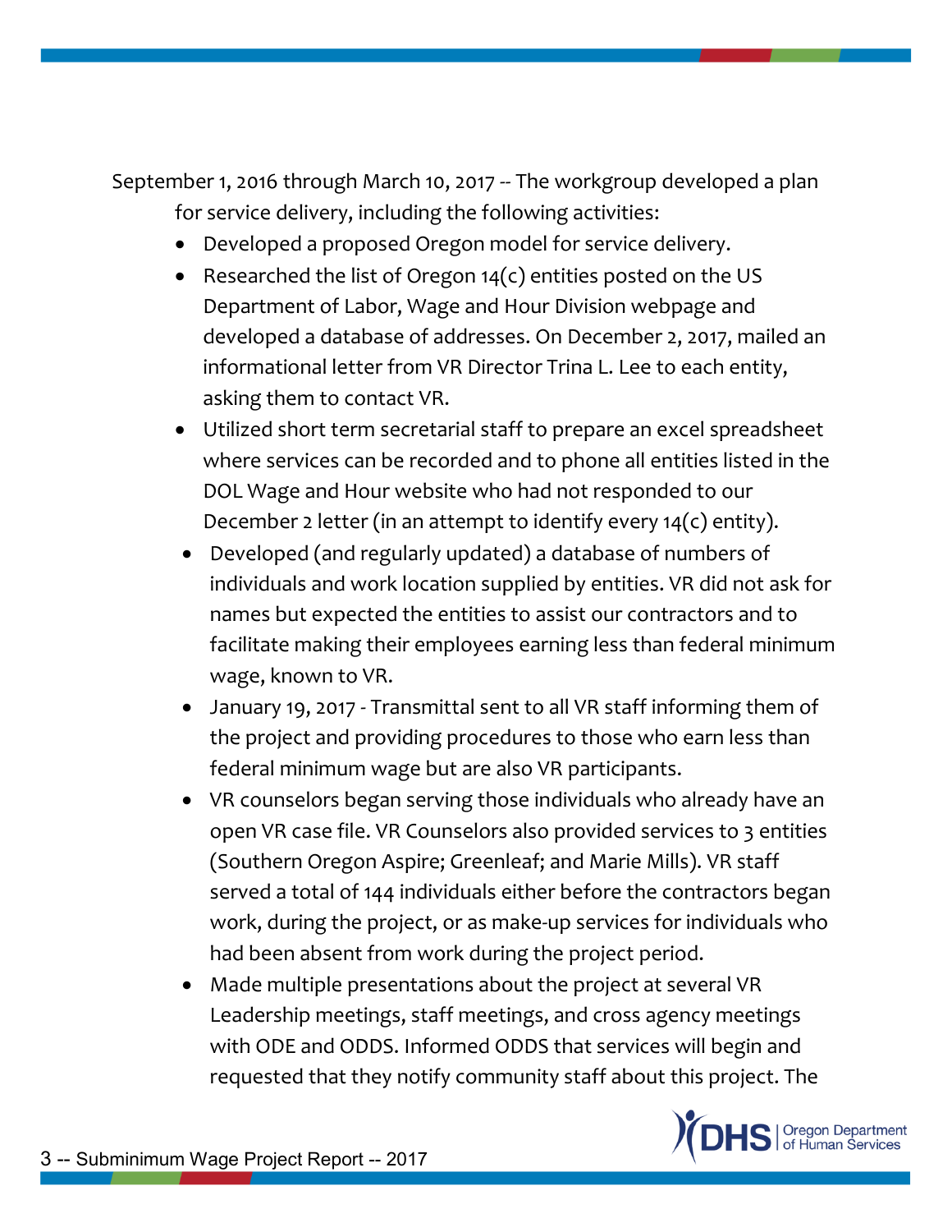September 1, 2016 through March 10, 2017 -- The workgroup developed a plan for service delivery, including the following activities:

- Developed a proposed Oregon model for service delivery.
- Researched the list of Oregon 14(c) entities posted on the US Department of Labor, Wage and Hour Division webpage and developed a database of addresses. On December 2, 2017, mailed an informational letter from VR Director Trina L. Lee to each entity, asking them to contact VR.
- Utilized short term secretarial staff to prepare an excel spreadsheet where services can be recorded and to phone all entities listed in the DOL Wage and Hour website who had not responded to our December 2 letter (in an attempt to identify every 14(c) entity).
- Developed (and regularly updated) a database of numbers of individuals and work location supplied by entities. VR did not ask for names but expected the entities to assist our contractors and to facilitate making their employees earning less than federal minimum wage, known to VR.
- January 19, 2017 - Transmittal sent to all VR staff informing them of the project and providing procedures to those who earn less than federal minimum wage but are also VR participants.
- VR counselors began serving those individuals who already have an open VR case file. VR Counselors also provided services to 3 entities (Southern Oregon Aspire; Greenleaf; and Marie Mills). VR staff served a total of 144 individuals either before the contractors began work, during the project, or as make-up services for individuals who had been absent from work during the project period.
- Made multiple presentations about the project at several VR Leadership meetings, staff meetings, and cross agency meetings with ODE and ODDS. Informed ODDS that services will begin and requested that they notify community staff about this project. The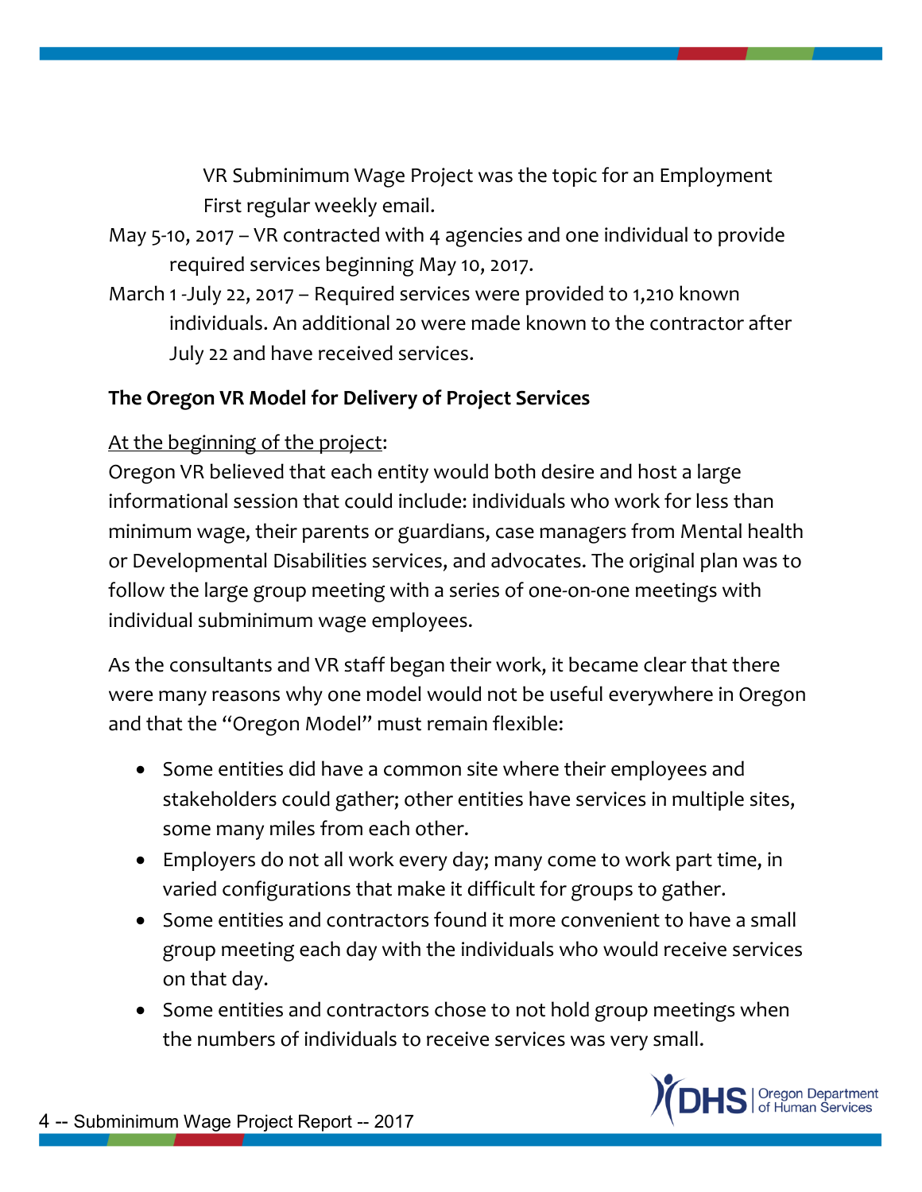VR Subminimum Wage Project was the topic for an Employment First regular weekly email.

May 5-10, 2017 – VR contracted with 4 agencies and one individual to provide required services beginning May 10, 2017.

March 1 -July 22, 2017 – Required services were provided to 1,210 known individuals. An additional 20 were made known to the contractor after July 22 and have received services.

**The Oregon VR Model for Delivery of Project Services**

At the beginning of the project:

Oregon VR believed that each entity would both desire and host a large informational session that could include: individuals who work for less than minimum wage, their parents or guardians, case managers from Mental health or Developmental Disabilities services, and advocates. The original plan was to follow the large group meeting with a series of one-on-one meetings with individual subminimum wage employees.

As the consultants and VR staff began their work, it became clear that there were many reasons why one model would not be useful everywhere in Oregon and that the "Oregon Model" must remain flexible:

- Some entities did have a common site where their employees and stakeholders could gather; other entities have services in multiple sites, some many miles from each other.
- Employers do not all work every day; many come to work part time, in varied configurations that make it difficult for groups to gather.
- Some entities and contractors found it more convenient to have a small group meeting each day with the individuals who would receive services on that day.
- Some entities and contractors chose to not hold group meetings when the numbers of individuals to receive services was very small.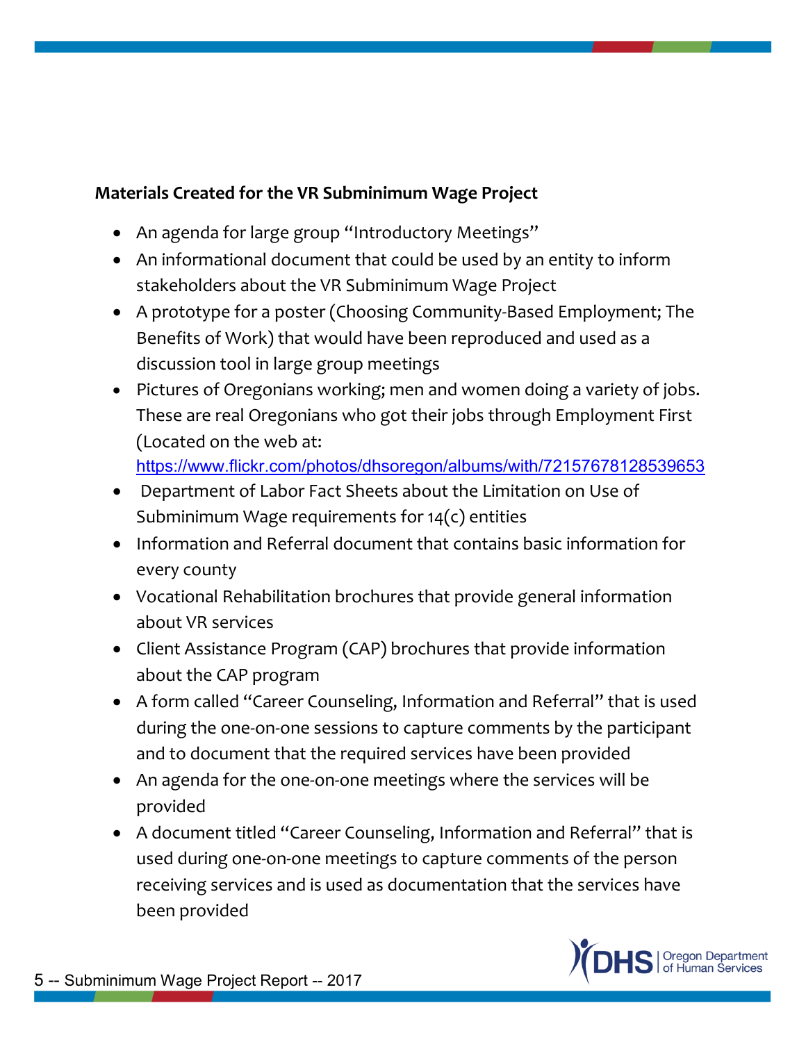**Materials Created for the VR Subminimum Wage Project**

- An agenda for large group "Introductory Meetings"
- An informational document that could be used by an entity to inform stakeholders about the VR Subminimum Wage Project
- A prototype for a poster (Choosing Community-Based Employment; The Benefits of Work) that would have been reproduced and used as a discussion tool in large group meetings
- Pictures of Oregonians working; men and women doing a variety of jobs. These are real Oregonians who got their jobs through Employment First (Located on the web at: https://www.flickr.com/photos/dhsoregon/albums/with/72157678128539653
- Department of Labor Fact Sheets about the Limitation on Use of Subminimum Wage requirements for 14(c) entities
- Information and Referral document that contains basic information for every county
- Vocational Rehabilitation brochures that provide general information about VR services
- Client Assistance Program (CAP) brochures that provide information about the CAP program
- A form called "Career Counseling, Information and Referral" that is used during the one-on-one sessions to capture comments by the participant and to document that the required services have been provided
- An agenda for the one-on-one meetings where the services will be provided
- A document titled "Career Counseling, Information and Referral" that is used during one-on-one meetings to capture comments of the person receiving services and is used as documentation that the services have been provided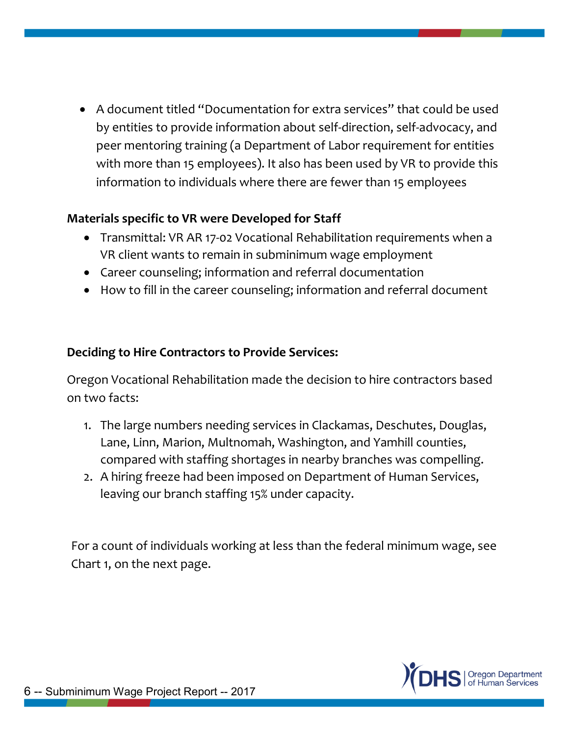- A document titled "Documentation for extra services" that could be used by entities to provide information about self-direction, self-advocacy, and peer mentoring training (a Department of Labor requirement for entities with more than 15 employees). It also has been used by VR to provide this information to individuals where there are fewer than 15 employees

**Materials specific to VR were Developed for Staff**

- Transmittal: VR AR 17-02 Vocational Rehabilitation requirements when a VR client wants to remain in subminimum wage employment
- Career counseling; information and referral documentation
- How to fill in the career counseling; information and referral document

**Deciding to Hire Contractors to Provide Services:**

Oregon Vocational Rehabilitation made the decision to hire contractors based on two facts:

1. The large numbers needing services in Clackamas, Deschutes, Douglas, Lane, Linn, Marion, Multnomah, Washington, and Yamhill counties, compared with staffing shortages in nearby branches was compelling.
2. A hiring freeze had been imposed on Department of Human Services, leaving our branch staffing 15% under capacity.

For a count of individuals working at less than the federal minimum wage, see Chart 1, on the next page.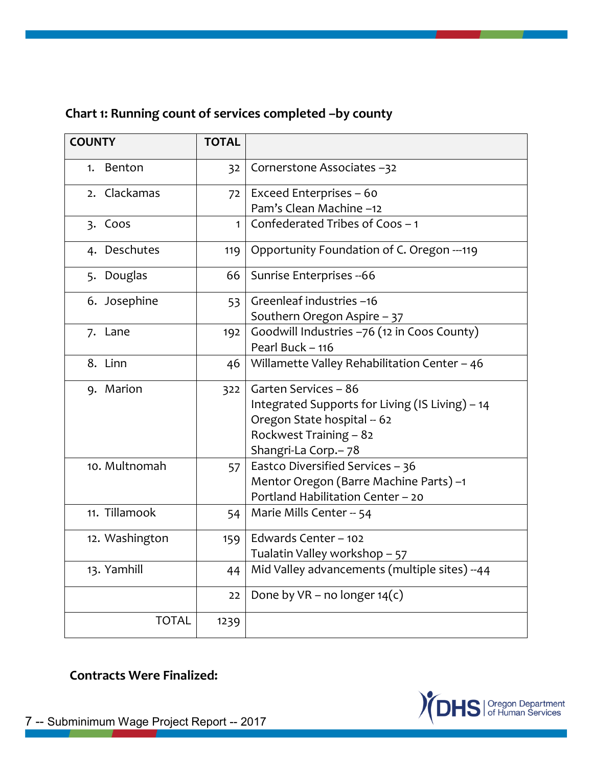**Chart 1: Running count of services completed –by county**

| COUNTY | TOTAL | |
|---|---|---|
| 1. Benton | 32 | Cornerstone Associates –32 |
| 2. Clackamas | 72 | Exceed Enterprises – 60<br>Pam's Clean Machine –12 |
| 3. Coos | 1 | Confederated Tribes of Coos – 1 |
| 4. Deschutes | 119 | Opportunity Foundation of C. Oregon ---119 |
| 5. Douglas | 66 | Sunrise Enterprises --66 |
| 6. Josephine | 53 | Greenleaf industries –16<br>Southern Oregon Aspire – 37 |
| 7. Lane | 192 | Goodwill Industries –76 (12 in Coos County)<br>Pearl Buck – 116 |
| 8. Linn | 46 | Willamette Valley Rehabilitation Center – 46 |
| 9. Marion | 322 | Garten Services – 86<br>Integrated Supports for Living (IS Living) – 14<br>Oregon State hospital -- 62<br>Rockwest Training – 82<br>Shangri-La Corp.– 78 |
| 10. Multnomah | 57 | Eastco Diversified Services – 36<br>Mentor Oregon (Barre Machine Parts) –1<br>Portland Habilitation Center – 20 |
| 11. Tillamook | 54 | Marie Mills Center -- 54 |
| 12. Washington | 159 | Edwards Center – 102<br>Tualatin Valley workshop – 57 |
| 13. Yamhill | 44 | Mid Valley advancements (multiple sites) --44 |
| | 22 | Done by VR – no longer 14(c) |
| TOTAL | 1239 | |

**Contracts Were Finalized:**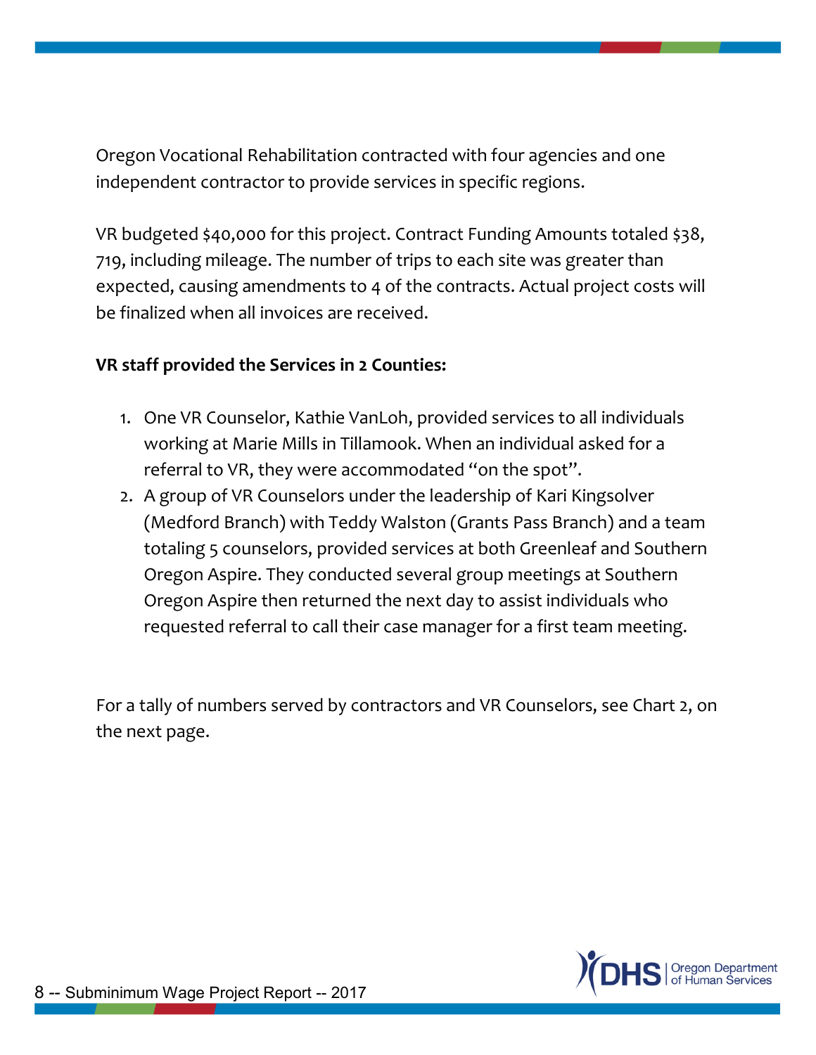Oregon Vocational Rehabilitation contracted with four agencies and one independent contractor to provide services in specific regions.

VR budgeted $40,000 for this project. Contract Funding Amounts totaled $38, 719, including mileage. The number of trips to each site was greater than expected, causing amendments to 4 of the contracts. Actual project costs will be finalized when all invoices are received.

**VR staff provided the Services in 2 Counties:**

1. One VR Counselor, Kathie VanLoh, provided services to all individuals working at Marie Mills in Tillamook. When an individual asked for a referral to VR, they were accommodated "on the spot".
2. A group of VR Counselors under the leadership of Kari Kingsolver (Medford Branch) with Teddy Walston (Grants Pass Branch) and a team totaling 5 counselors, provided services at both Greenleaf and Southern Oregon Aspire. They conducted several group meetings at Southern Oregon Aspire then returned the next day to assist individuals who requested referral to call their case manager for a first team meeting.

For a tally of numbers served by contractors and VR Counselors, see Chart 2, on the next page.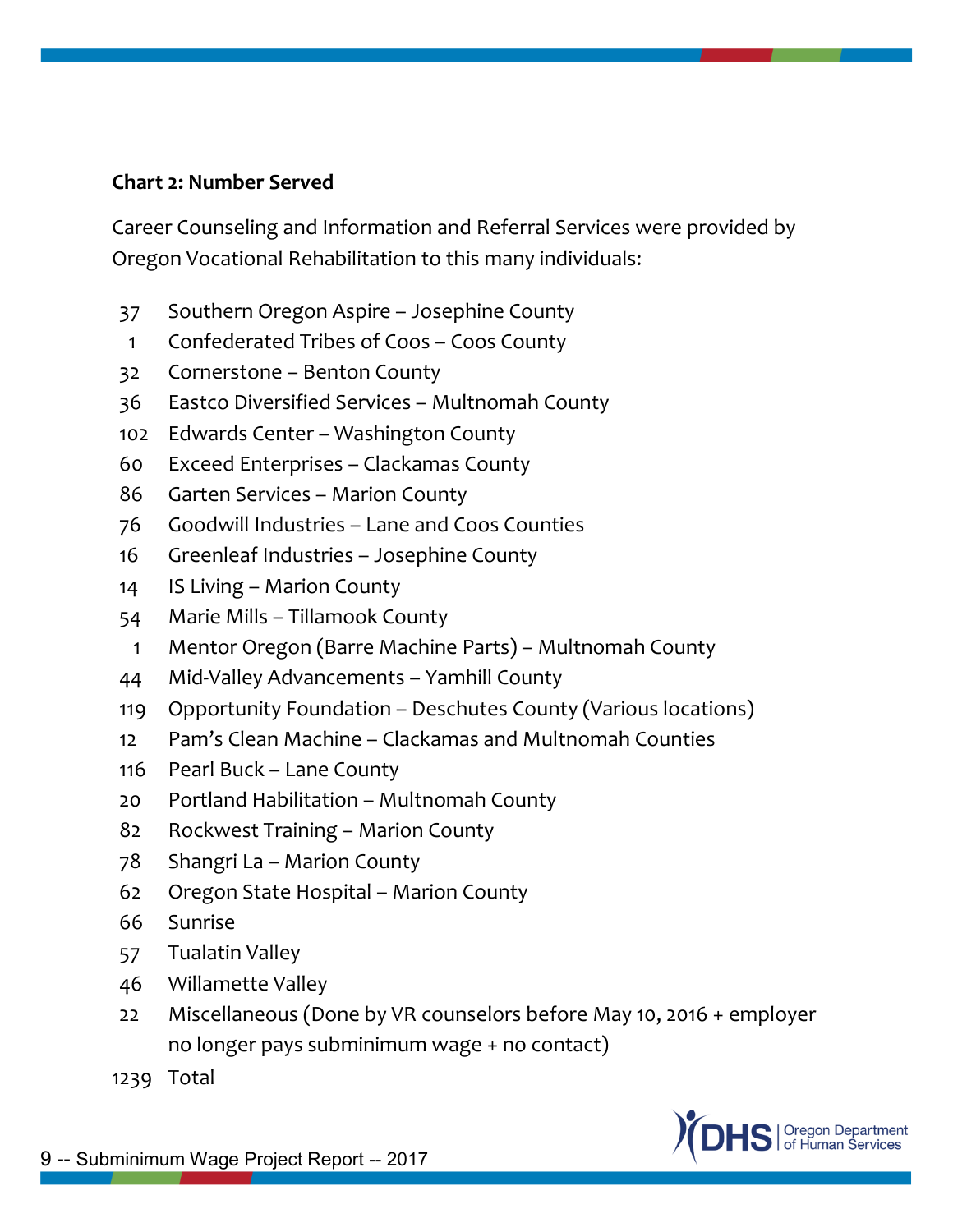**Chart 2: Number Served**

Career Counseling and Information and Referral Services were provided by Oregon Vocational Rehabilitation to this many individuals:

| Number | Provider |
|---|---|
| 37 | Southern Oregon Aspire – Josephine County |
| 1 | Confederated Tribes of Coos – Coos County |
| 32 | Cornerstone – Benton County |
| 36 | Eastco Diversified Services – Multnomah County |
| 102 | Edwards Center – Washington County |
| 60 | Exceed Enterprises – Clackamas County |
| 86 | Garten Services – Marion County |
| 76 | Goodwill Industries – Lane and Coos Counties |
| 16 | Greenleaf Industries – Josephine County |
| 14 | IS Living – Marion County |
| 54 | Marie Mills – Tillamook County |
| 1 | Mentor Oregon (Barre Machine Parts) – Multnomah County |
| 44 | Mid-Valley Advancements – Yamhill County |
| 119 | Opportunity Foundation – Deschutes County (Various locations) |
| 12 | Pam's Clean Machine – Clackamas and Multnomah Counties |
| 116 | Pearl Buck – Lane County |
| 20 | Portland Habilitation – Multnomah County |
| 82 | Rockwest Training – Marion County |
| 78 | Shangri La – Marion County |
| 62 | Oregon State Hospital – Marion County |
| 66 | Sunrise |
| 57 | Tualatin Valley |
| 46 | Willamette Valley |
| 22 | Miscellaneous (Done by VR counselors before May 10, 2016 + employer no longer pays subminimum wage + no contact) |
| 1239 | Total |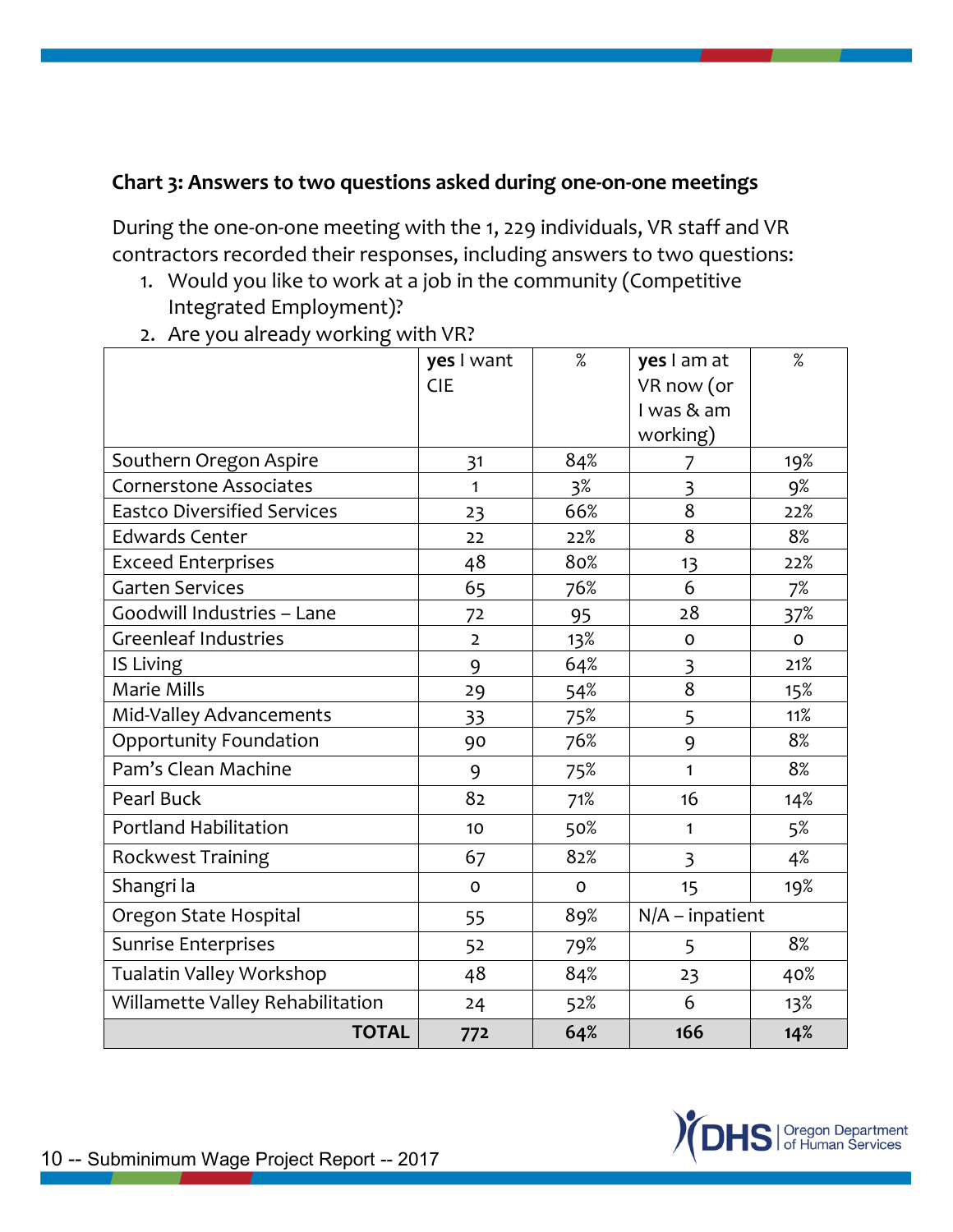**Chart 3: Answers to two questions asked during one-on-one meetings**

During the one-on-one meeting with the 1, 229 individuals, VR staff and VR contractors recorded their responses, including answers to two questions:

1. Would you like to work at a job in the community (Competitive Integrated Employment)?
2. Are you already working with VR?

| | **yes** I want CIE | % | **yes** I am at VR now (or I was & am working) | % |
|---|---|---|---|---|
| Southern Oregon Aspire | 31 | 84% | 7 | 19% |
| Cornerstone Associates | 1 | 3% | 3 | 9% |
| Eastco Diversified Services | 23 | 66% | 8 | 22% |
| Edwards Center | 22 | 22% | 8 | 8% |
| Exceed Enterprises | 48 | 80% | 13 | 22% |
| Garten Services | 65 | 76% | 6 | 7% |
| Goodwill Industries – Lane | 72 | 95 | 28 | 37% |
| Greenleaf Industries | 2 | 13% | 0 | 0 |
| IS Living | 9 | 64% | 3 | 21% |
| Marie Mills | 29 | 54% | 8 | 15% |
| Mid-Valley Advancements | 33 | 75% | 5 | 11% |
| Opportunity Foundation | 90 | 76% | 9 | 8% |
| Pam's Clean Machine | 9 | 75% | 1 | 8% |
| Pearl Buck | 82 | 71% | 16 | 14% |
| Portland Habilitation | 10 | 50% | 1 | 5% |
| Rockwest Training | 67 | 82% | 3 | 4% |
| Shangri la | 0 | 0 | 15 | 19% |
| Oregon State Hospital | 55 | 89% | N/A – inpatient | |
| Sunrise Enterprises | 52 | 79% | 5 | 8% |
| Tualatin Valley Workshop | 48 | 84% | 23 | 40% |
| Willamette Valley Rehabilitation | 24 | 52% | 6 | 13% |
| **TOTAL** | **772** | **64%** | **166** | **14%** |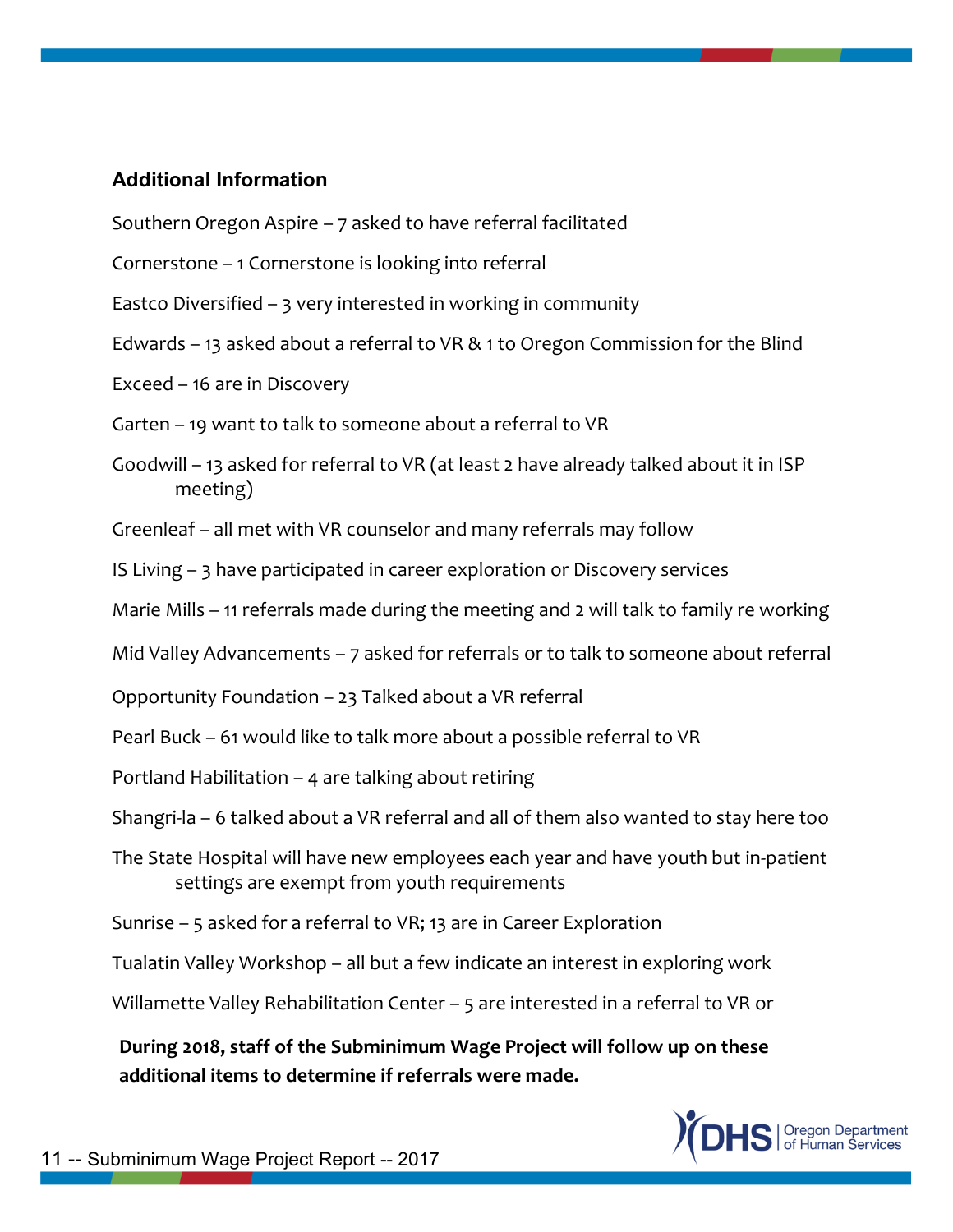### Additional Information

Southern Oregon Aspire – 7 asked to have referral facilitated

Cornerstone – 1 Cornerstone is looking into referral

Eastco Diversified – 3 very interested in working in community

Edwards – 13 asked about a referral to VR & 1 to Oregon Commission for the Blind

Exceed – 16 are in Discovery

Garten – 19 want to talk to someone about a referral to VR

Goodwill – 13 asked for referral to VR (at least 2 have already talked about it in ISP meeting)

Greenleaf – all met with VR counselor and many referrals may follow

IS Living – 3 have participated in career exploration or Discovery services

Marie Mills – 11 referrals made during the meeting and 2 will talk to family re working

Mid Valley Advancements – 7 asked for referrals or to talk to someone about referral

Opportunity Foundation – 23 Talked about a VR referral

Pearl Buck – 61 would like to talk more about a possible referral to VR

Portland Habilitation – 4 are talking about retiring

Shangri-la – 6 talked about a VR referral and all of them also wanted to stay here too

The State Hospital will have new employees each year and have youth but in-patient settings are exempt from youth requirements

Sunrise – 5 asked for a referral to VR; 13 are in Career Exploration

Tualatin Valley Workshop – all but a few indicate an interest in exploring work

Willamette Valley Rehabilitation Center – 5 are interested in a referral to VR or

**During 2018, staff of the Subminimum Wage Project will follow up on these additional items to determine if referrals were made.**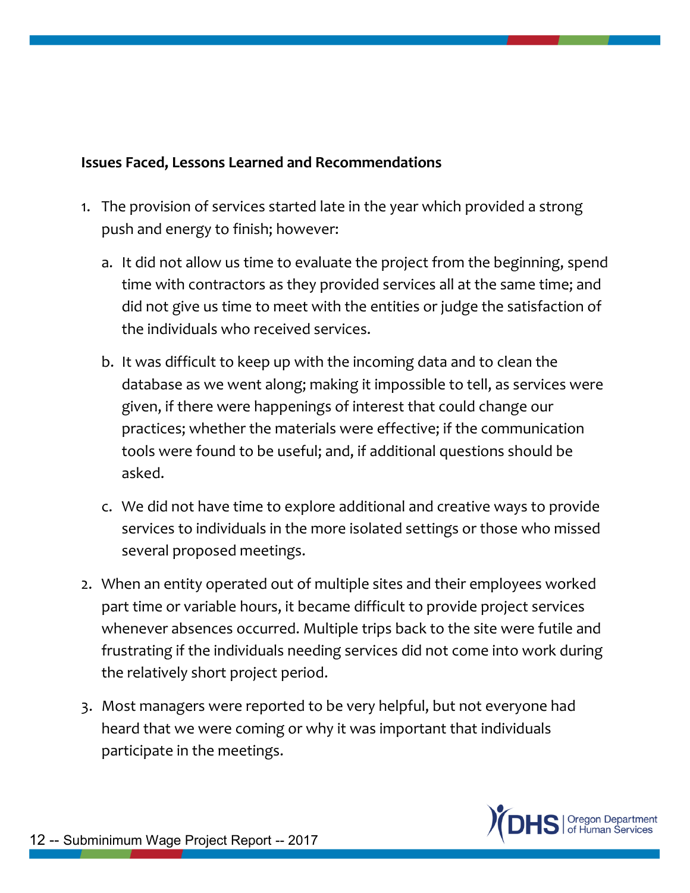**Issues Faced, Lessons Learned and Recommendations**

1. The provision of services started late in the year which provided a strong push and energy to finish; however:
   a. It did not allow us time to evaluate the project from the beginning, spend time with contractors as they provided services all at the same time; and did not give us time to meet with the entities or judge the satisfaction of the individuals who received services.
   b. It was difficult to keep up with the incoming data and to clean the database as we went along; making it impossible to tell, as services were given, if there were happenings of interest that could change our practices; whether the materials were effective; if the communication tools were found to be useful; and, if additional questions should be asked.
   c. We did not have time to explore additional and creative ways to provide services to individuals in the more isolated settings or those who missed several proposed meetings.
2. When an entity operated out of multiple sites and their employees worked part time or variable hours, it became difficult to provide project services whenever absences occurred. Multiple trips back to the site were futile and frustrating if the individuals needing services did not come into work during the relatively short project period.
3. Most managers were reported to be very helpful, but not everyone had heard that we were coming or why it was important that individuals participate in the meetings.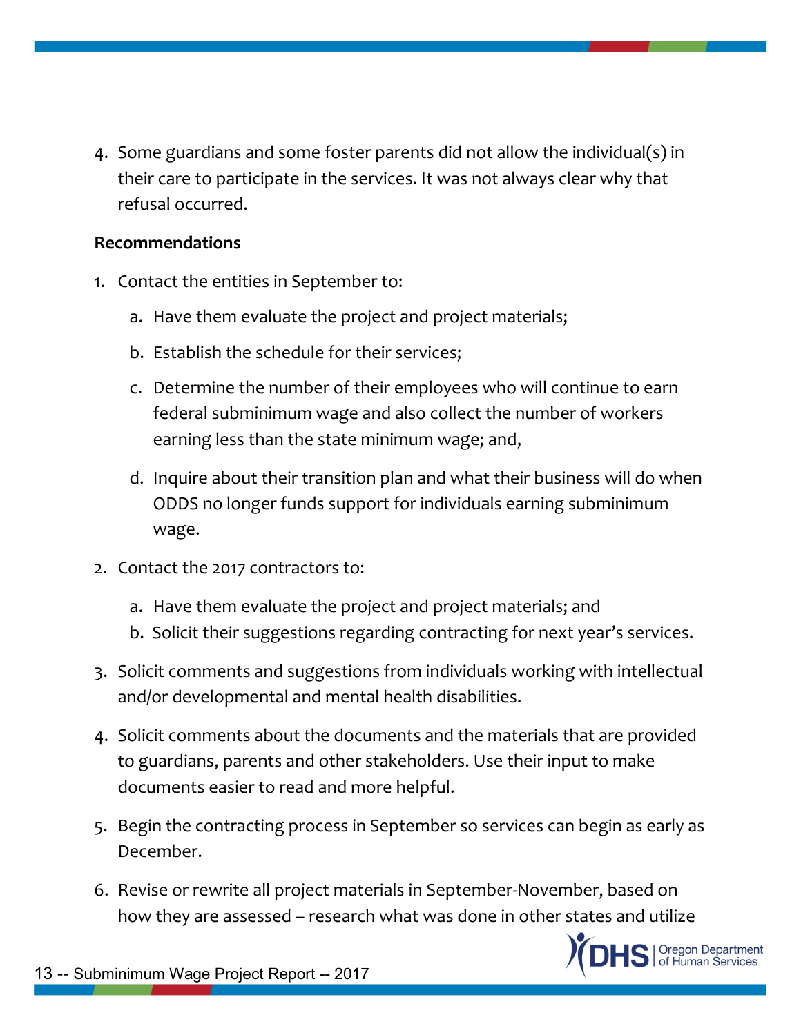4. Some guardians and some foster parents did not allow the individual(s) in their care to participate in the services. It was not always clear why that refusal occurred.

**Recommendations**

1. Contact the entities in September to:
   a. Have them evaluate the project and project materials;
   b. Establish the schedule for their services;
   c. Determine the number of their employees who will continue to earn federal subminimum wage and also collect the number of workers earning less than the state minimum wage; and,
   d. Inquire about their transition plan and what their business will do when ODDS no longer funds support for individuals earning subminimum wage.
2. Contact the 2017 contractors to:
   a. Have them evaluate the project and project materials; and
   b. Solicit their suggestions regarding contracting for next year's services.
3. Solicit comments and suggestions from individuals working with intellectual and/or developmental and mental health disabilities.
4. Solicit comments about the documents and the materials that are provided to guardians, parents and other stakeholders. Use their input to make documents easier to read and more helpful.
5. Begin the contracting process in September so services can begin as early as December.
6. Revise or rewrite all project materials in September-November, based on how they are assessed – research what was done in other states and utilize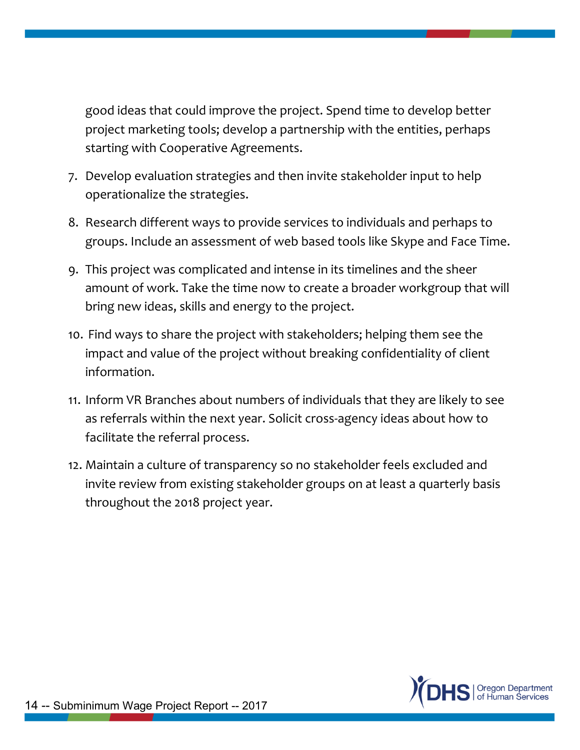good ideas that could improve the project. Spend time to develop better project marketing tools; develop a partnership with the entities, perhaps starting with Cooperative Agreements.

7. Develop evaluation strategies and then invite stakeholder input to help operationalize the strategies.
8. Research different ways to provide services to individuals and perhaps to groups. Include an assessment of web based tools like Skype and Face Time.
9. This project was complicated and intense in its timelines and the sheer amount of work. Take the time now to create a broader workgroup that will bring new ideas, skills and energy to the project.
10. Find ways to share the project with stakeholders; helping them see the impact and value of the project without breaking confidentiality of client information.
11. Inform VR Branches about numbers of individuals that they are likely to see as referrals within the next year. Solicit cross-agency ideas about how to facilitate the referral process.
12. Maintain a culture of transparency so no stakeholder feels excluded and invite review from existing stakeholder groups on at least a quarterly basis throughout the 2018 project year.